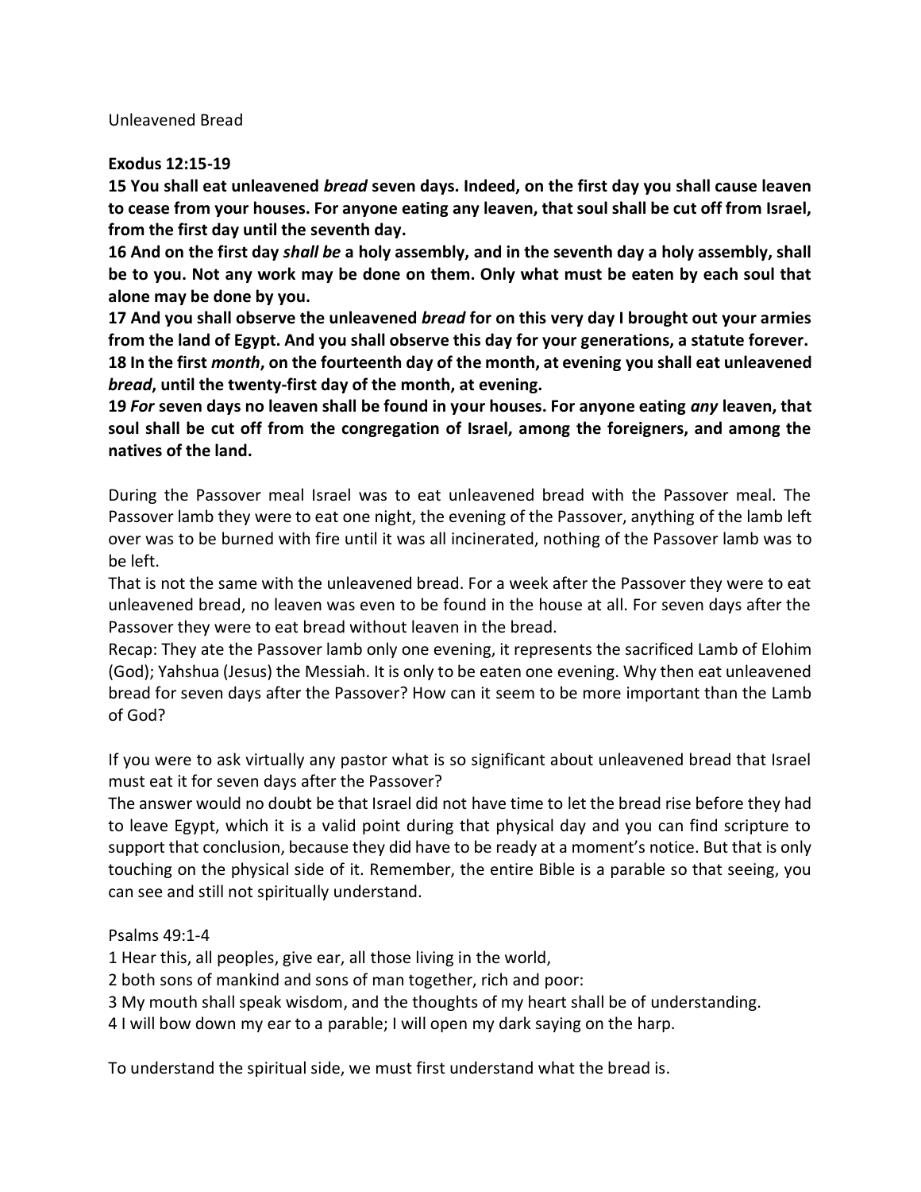Unleavened Bread

**Exodus 12:15-19**

**15 You shall eat unleavened *bread* seven days. Indeed, on the first day you shall cause leaven to cease from your houses. For anyone eating any leaven, that soul shall be cut off from Israel, from the first day until the seventh day.**

**16 And on the first day *shall be* a holy assembly, and in the seventh day a holy assembly, shall be to you. Not any work may be done on them. Only what must be eaten by each soul that alone may be done by you.**

**17 And you shall observe the unleavened *bread* for on this very day I brought out your armies from the land of Egypt. And you shall observe this day for your generations, a statute forever.**

**18 In the first *month*, on the fourteenth day of the month, at evening you shall eat unleavened *bread*, until the twenty-first day of the month, at evening.**

**19 *For* seven days no leaven shall be found in your houses. For anyone eating *any* leaven, that soul shall be cut off from the congregation of Israel, among the foreigners, and among the natives of the land.**

During the Passover meal Israel was to eat unleavened bread with the Passover meal. The Passover lamb they were to eat one night, the evening of the Passover, anything of the lamb left over was to be burned with fire until it was all incinerated, nothing of the Passover lamb was to be left.

That is not the same with the unleavened bread. For a week after the Passover they were to eat unleavened bread, no leaven was even to be found in the house at all. For seven days after the Passover they were to eat bread without leaven in the bread.

Recap: They ate the Passover lamb only one evening, it represents the sacrificed Lamb of Elohim (God); Yahshua (Jesus) the Messiah. It is only to be eaten one evening. Why then eat unleavened bread for seven days after the Passover? How can it seem to be more important than the Lamb of God?

If you were to ask virtually any pastor what is so significant about unleavened bread that Israel must eat it for seven days after the Passover?

The answer would no doubt be that Israel did not have time to let the bread rise before they had to leave Egypt, which it is a valid point during that physical day and you can find scripture to support that conclusion, because they did have to be ready at a moment's notice. But that is only touching on the physical side of it. Remember, the entire Bible is a parable so that seeing, you can see and still not spiritually understand.

Psalms 49:1-4

1 Hear this, all peoples, give ear, all those living in the world,

2 both sons of mankind and sons of man together, rich and poor:

3 My mouth shall speak wisdom, and the thoughts of my heart shall be of understanding.

4 I will bow down my ear to a parable; I will open my dark saying on the harp.

To understand the spiritual side, we must first understand what the bread is.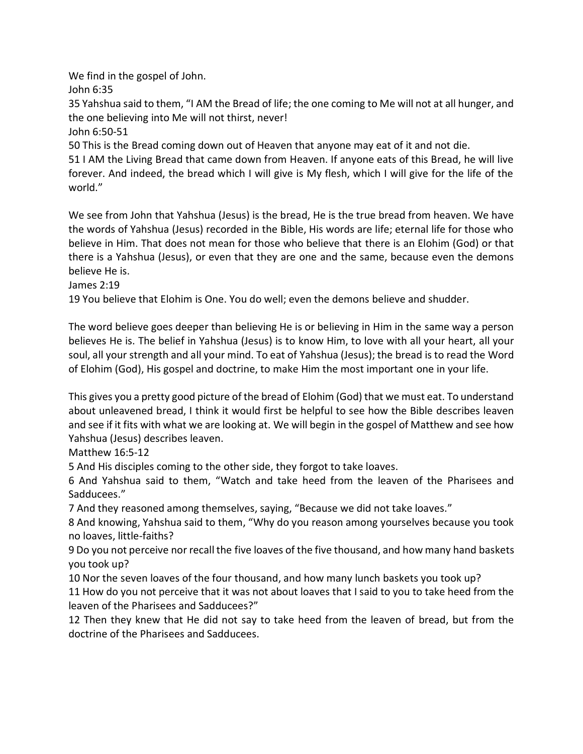We find in the gospel of John.

John 6:35

35 Yahshua said to them, "I AM the Bread of life; the one coming to Me will not at all hunger, and the one believing into Me will not thirst, never!

John 6:50-51

50 This is the Bread coming down out of Heaven that anyone may eat of it and not die.

51 I AM the Living Bread that came down from Heaven. If anyone eats of this Bread, he will live forever. And indeed, the bread which I will give is My flesh, which I will give for the life of the world."

We see from John that Yahshua (Jesus) is the bread, He is the true bread from heaven. We have the words of Yahshua (Jesus) recorded in the Bible, His words are life; eternal life for those who believe in Him. That does not mean for those who believe that there is an Elohim (God) or that there is a Yahshua (Jesus), or even that they are one and the same, because even the demons believe He is.

James 2:19

19 You believe that Elohim is One. You do well; even the demons believe and shudder.

The word believe goes deeper than believing He is or believing in Him in the same way a person believes He is. The belief in Yahshua (Jesus) is to know Him, to love with all your heart, all your soul, all your strength and all your mind. To eat of Yahshua (Jesus); the bread is to read the Word of Elohim (God), His gospel and doctrine, to make Him the most important one in your life.

This gives you a pretty good picture of the bread of Elohim (God) that we must eat. To understand about unleavened bread, I think it would first be helpful to see how the Bible describes leaven and see if it fits with what we are looking at. We will begin in the gospel of Matthew and see how Yahshua (Jesus) describes leaven.

Matthew 16:5-12

5 And His disciples coming to the other side, they forgot to take loaves.

6 And Yahshua said to them, "Watch and take heed from the leaven of the Pharisees and Sadducees."

7 And they reasoned among themselves, saying, "Because we did not take loaves."

8 And knowing, Yahshua said to them, "Why do you reason among yourselves because you took no loaves, little-faiths?

9 Do you not perceive nor recall the five loaves of the five thousand, and how many hand baskets you took up?

10 Nor the seven loaves of the four thousand, and how many lunch baskets you took up?

11 How do you not perceive that it was not about loaves that I said to you to take heed from the leaven of the Pharisees and Sadducees?"

12 Then they knew that He did not say to take heed from the leaven of bread, but from the doctrine of the Pharisees and Sadducees.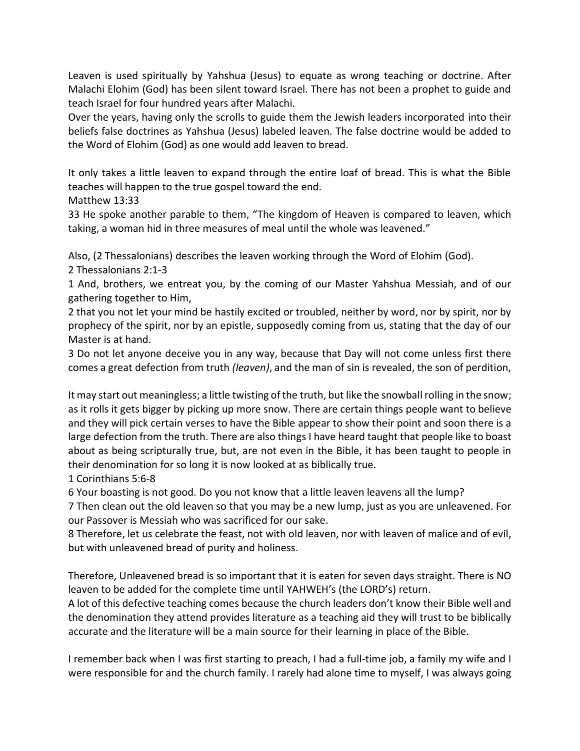Leaven is used spiritually by Yahshua (Jesus) to equate as wrong teaching or doctrine. After Malachi Elohim (God) has been silent toward Israel. There has not been a prophet to guide and teach Israel for four hundred years after Malachi.

Over the years, having only the scrolls to guide them the Jewish leaders incorporated into their beliefs false doctrines as Yahshua (Jesus) labeled leaven. The false doctrine would be added to the Word of Elohim (God) as one would add leaven to bread.

It only takes a little leaven to expand through the entire loaf of bread. This is what the Bible teaches will happen to the true gospel toward the end.

Matthew 13:33

33 He spoke another parable to them, "The kingdom of Heaven is compared to leaven, which taking, a woman hid in three measures of meal until the whole was leavened."

Also, (2 Thessalonians) describes the leaven working through the Word of Elohim (God).

2 Thessalonians 2:1-3

1 And, brothers, we entreat you, by the coming of our Master Yahshua Messiah, and of our gathering together to Him,

2 that you not let your mind be hastily excited or troubled, neither by word, nor by spirit, nor by prophecy of the spirit, nor by an epistle, supposedly coming from us, stating that the day of our Master is at hand.

3 Do not let anyone deceive you in any way, because that Day will not come unless first there comes a great defection from truth *(leaven)*, and the man of sin is revealed, the son of perdition,

It may start out meaningless; a little twisting of the truth, but like the snowball rolling in the snow; as it rolls it gets bigger by picking up more snow. There are certain things people want to believe and they will pick certain verses to have the Bible appear to show their point and soon there is a large defection from the truth. There are also things I have heard taught that people like to boast about as being scripturally true, but, are not even in the Bible, it has been taught to people in their denomination for so long it is now looked at as biblically true.

1 Corinthians 5:6-8

6 Your boasting is not good. Do you not know that a little leaven leavens all the lump?

7 Then clean out the old leaven so that you may be a new lump, just as you are unleavened. For our Passover is Messiah who was sacrificed for our sake.

8 Therefore, let us celebrate the feast, not with old leaven, nor with leaven of malice and of evil, but with unleavened bread of purity and holiness.

Therefore, Unleavened bread is so important that it is eaten for seven days straight. There is NO leaven to be added for the complete time until YAHWEH's (the LORD's) return.

A lot of this defective teaching comes because the church leaders don't know their Bible well and the denomination they attend provides literature as a teaching aid they will trust to be biblically accurate and the literature will be a main source for their learning in place of the Bible.

I remember back when I was first starting to preach, I had a full-time job, a family my wife and I were responsible for and the church family. I rarely had alone time to myself, I was always going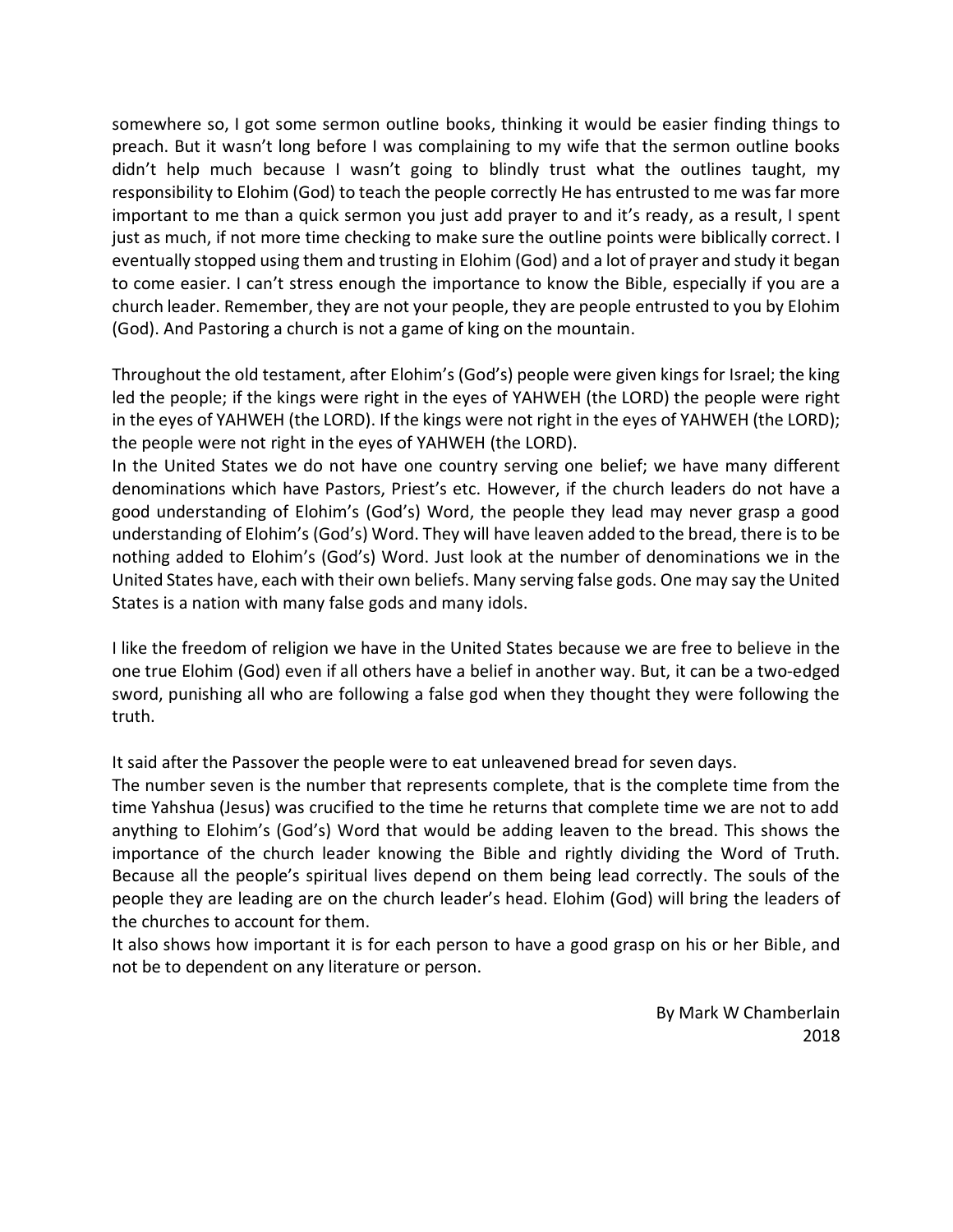somewhere so, I got some sermon outline books, thinking it would be easier finding things to preach. But it wasn't long before I was complaining to my wife that the sermon outline books didn't help much because I wasn't going to blindly trust what the outlines taught, my responsibility to Elohim (God) to teach the people correctly He has entrusted to me was far more important to me than a quick sermon you just add prayer to and it's ready, as a result, I spent just as much, if not more time checking to make sure the outline points were biblically correct. I eventually stopped using them and trusting in Elohim (God) and a lot of prayer and study it began to come easier. I can't stress enough the importance to know the Bible, especially if you are a church leader. Remember, they are not your people, they are people entrusted to you by Elohim (God). And Pastoring a church is not a game of king on the mountain.

Throughout the old testament, after Elohim's (God's) people were given kings for Israel; the king led the people; if the kings were right in the eyes of YAHWEH (the LORD) the people were right in the eyes of YAHWEH (the LORD). If the kings were not right in the eyes of YAHWEH (the LORD); the people were not right in the eyes of YAHWEH (the LORD).

In the United States we do not have one country serving one belief; we have many different denominations which have Pastors, Priest's etc. However, if the church leaders do not have a good understanding of Elohim's (God's) Word, the people they lead may never grasp a good understanding of Elohim's (God's) Word. They will have leaven added to the bread, there is to be nothing added to Elohim's (God's) Word. Just look at the number of denominations we in the United States have, each with their own beliefs. Many serving false gods. One may say the United States is a nation with many false gods and many idols.

I like the freedom of religion we have in the United States because we are free to believe in the one true Elohim (God) even if all others have a belief in another way. But, it can be a two-edged sword, punishing all who are following a false god when they thought they were following the truth.

It said after the Passover the people were to eat unleavened bread for seven days.

The number seven is the number that represents complete, that is the complete time from the time Yahshua (Jesus) was crucified to the time he returns that complete time we are not to add anything to Elohim's (God's) Word that would be adding leaven to the bread. This shows the importance of the church leader knowing the Bible and rightly dividing the Word of Truth. Because all the people's spiritual lives depend on them being lead correctly. The souls of the people they are leading are on the church leader's head. Elohim (God) will bring the leaders of the churches to account for them.

It also shows how important it is for each person to have a good grasp on his or her Bible, and not be to dependent on any literature or person.

By Mark W Chamberlain
2018